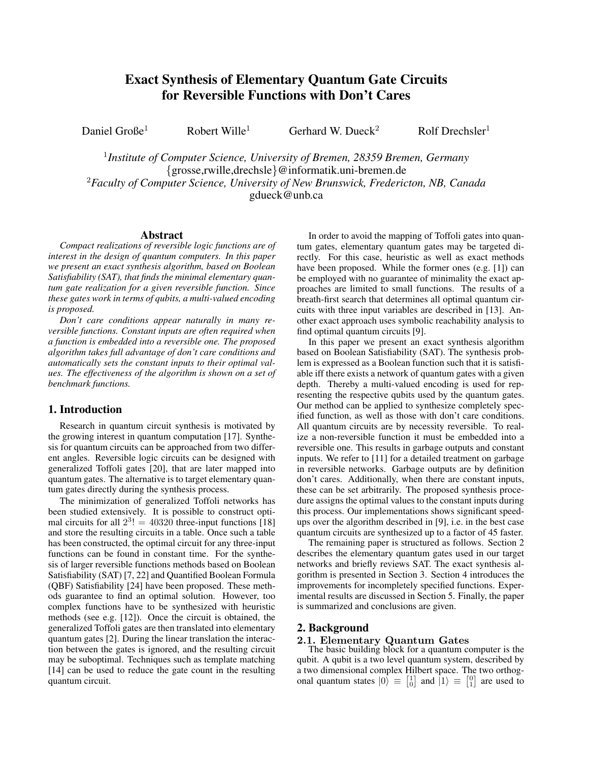# Exact Synthesis of Elementary Quantum Gate Circuits for Reversible Functions with Don't Cares

Daniel Große[1] Robert Wille[1] Gerhard W. Dueck[2] Rolf Drechsler[1]

[1] *Institute of Computer Science, University of Bremen, 28359 Bremen, Germany*
{grosse,rwille,drechsle}@informatik.uni-bremen.de
[2] *Faculty of Computer Science, University of New Brunswick, Fredericton, NB, Canada*
gdueck@unb.ca

## Abstract

*Compact realizations of reversible logic functions are of interest in the design of quantum computers. In this paper we present an exact synthesis algorithm, based on Boolean Satisfiability (SAT), that finds the minimal elementary quantum gate realization for a given reversible function. Since these gates work in terms of qubits, a multi-valued encoding is proposed.*

*Don't care conditions appear naturally in many reversible functions. Constant inputs are often required when a function is embedded into a reversible one. The proposed algorithm takes full advantage of don't care conditions and automatically sets the constant inputs to their optimal values. The effectiveness of the algorithm is shown on a set of benchmark functions.*

## 1. Introduction

Research in quantum circuit synthesis is motivated by the growing interest in quantum computation [17]. Synthesis for quantum circuits can be approached from two different angles. Reversible logic circuits can be designed with generalized Toffoli gates [20], that are later mapped into quantum gates. The alternative is to target elementary quantum gates directly during the synthesis process.

The minimization of generalized Toffoli networks has been studied extensively. It is possible to construct optimal circuits for all $2^3! = 40320$ three-input functions [18] and store the resulting circuits in a table. Once such a table has been constructed, the optimal circuit for any three-input functions can be found in constant time. For the synthesis of larger reversible functions methods based on Boolean Satisfiability (SAT) [7, 22] and Quantified Boolean Formula (QBF) Satisfiability [24] have been proposed. These methods guarantee to find an optimal solution. However, too complex functions have to be synthesized with heuristic methods (see e.g. [12]). Once the circuit is obtained, the generalized Toffoli gates are then translated into elementary quantum gates [2]. During the linear translation the interaction between the gates is ignored, and the resulting circuit may be suboptimal. Techniques such as template matching [14] can be used to reduce the gate count in the resulting quantum circuit.

In order to avoid the mapping of Toffoli gates into quantum gates, elementary quantum gates may be targeted directly. For this case, heuristic as well as exact methods have been proposed. While the former ones (e.g. [1]) can be employed with no guarantee of minimality the exact approaches are limited to small functions. The results of a breath-first search that determines all optimal quantum circuits with three input variables are described in [13]. Another exact approach uses symbolic reachability analysis to find optimal quantum circuits [9].

In this paper we present an exact synthesis algorithm based on Boolean Satisfiability (SAT). The synthesis problem is expressed as a Boolean function such that it is satisfiable iff there exists a network of quantum gates with a given depth. Thereby a multi-valued encoding is used for representing the respective qubits used by the quantum gates. Our method can be applied to synthesize completely specified function, as well as those with don't care conditions. All quantum circuits are by necessity reversible. To realize a non-reversible function it must be embedded into a reversible one. This results in garbage outputs and constant inputs. We refer to [11] for a detailed treatment on garbage in reversible networks. Garbage outputs are by definition don't cares. Additionally, when there are constant inputs, these can be set arbitrarily. The proposed synthesis procedure assigns the optimal values to the constant inputs during this process. Our implementations shows significant speedups over the algorithm described in [9], i.e. in the best case quantum circuits are synthesized up to a factor of 45 faster.

The remaining paper is structured as follows. Section 2 describes the elementary quantum gates used in our target networks and briefly reviews SAT. The exact synthesis algorithm is presented in Section 3. Section 4 introduces the improvements for incompletely specified functions. Experimental results are discussed in Section 5. Finally, the paper is summarized and conclusions are given.

## 2. Background

### 2.1. Elementary Quantum Gates

The basic building block for a quantum computer is the qubit. A qubit is a two level quantum system, described by a two dimensional complex Hilbert space. The two orthogonal quantum states $|0\rangle \equiv \left[\begin{smallmatrix}1\\0\end{smallmatrix}\right]$ and $|1\rangle \equiv \left[\begin{smallmatrix}0\\1\end{smallmatrix}\right]$ are used to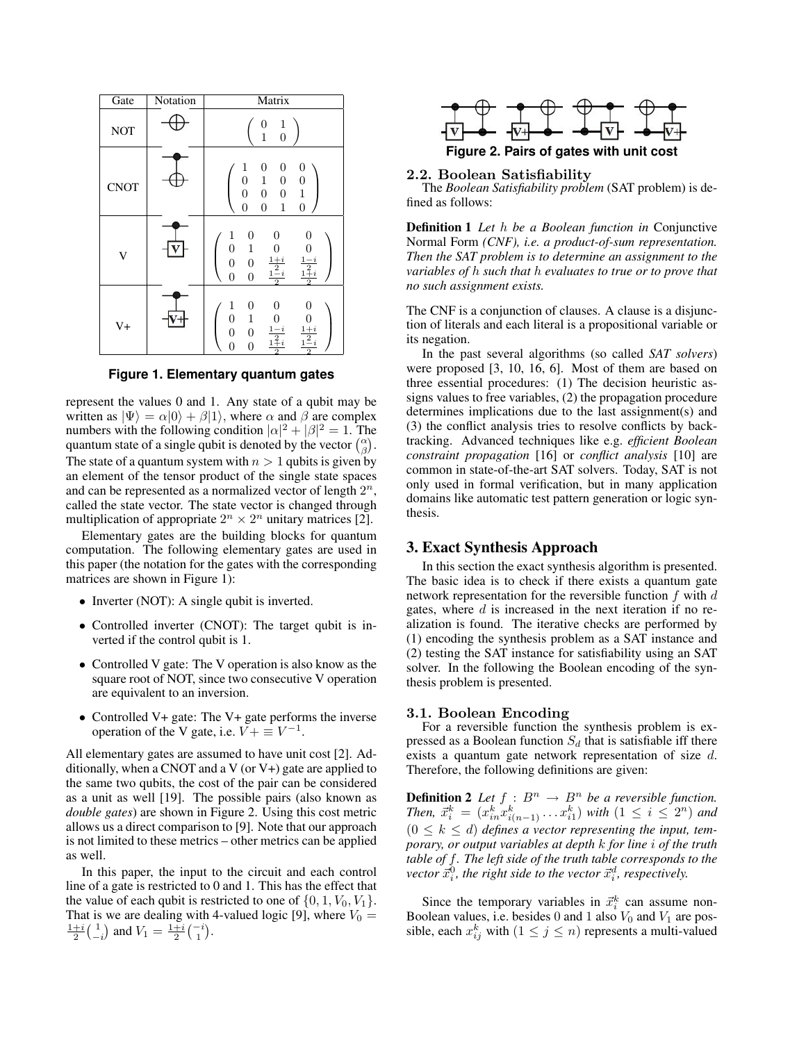| Gate | Notation | Matrix |
|---|---|---|
| NOT | | $\begin{pmatrix} 0 & 1 \\ 1 & 0 \end{pmatrix}$ |
| CNOT | | $\begin{pmatrix} 1 & 0 & 0 & 0 \\ 0 & 1 & 0 & 0 \\ 0 & 0 & 0 & 1 \\ 0 & 0 & 1 & 0 \end{pmatrix}$ |
| V | | $\begin{pmatrix} 1 & 0 & 0 & 0 \\ 0 & 1 & 0 & 0 \\ 0 & 0 & \frac{1+i}{2} & \frac{1-i}{2} \\ 0 & 0 & \frac{1-i}{2} & \frac{1+i}{2} \end{pmatrix}$ |
| V+ | | $\begin{pmatrix} 1 & 0 & 0 & 0 \\ 0 & 1 & 0 & 0 \\ 0 & 0 & \frac{1-i}{2} & \frac{1+i}{2} \\ 0 & 0 & \frac{1+i}{2} & \frac{1-i}{2} \end{pmatrix}$ |

**Figure 1. Elementary quantum gates**

represent the values 0 and 1. Any state of a qubit may be written as $|\Psi\rangle = \alpha|0\rangle + \beta|1\rangle$, where $\alpha$ and $\beta$ are complex numbers with the following condition $|\alpha|^2 + |\beta|^2 = 1$. The quantum state of a single qubit is denoted by the vector $\binom{\alpha}{\beta}$. The state of a quantum system with $n > 1$ qubits is given by an element of the tensor product of the single state spaces and can be represented as a normalized vector of length $2^n$, called the state vector. The state vector is changed through multiplication of appropriate $2^n \times 2^n$ unitary matrices [2].

Elementary gates are the building blocks for quantum computation. The following elementary gates are used in this paper (the notation for the gates with the corresponding matrices are shown in Figure 1):

- Inverter (NOT): A single qubit is inverted.
- Controlled inverter (CNOT): The target qubit is inverted if the control qubit is 1.
- Controlled V gate: The V operation is also know as the square root of NOT, since two consecutive V operation are equivalent to an inversion.
- Controlled V+ gate: The V+ gate performs the inverse operation of the V gate, i.e. $V+ \equiv V^{-1}$.

All elementary gates are assumed to have unit cost [2]. Additionally, when a CNOT and a V (or V+) gate are applied to the same two qubits, the cost of the pair can be considered as a unit as well [19]. The possible pairs (also known as *double gates*) are shown in Figure 2. Using this cost metric allows us a direct comparison to [9]. Note that our approach is not limited to these metrics – other metrics can be applied as well.

In this paper, the input to the circuit and each control line of a gate is restricted to 0 and 1. This has the effect that the value of each qubit is restricted to one of $\{0, 1, V_0, V_1\}$. That is we are dealing with 4-valued logic [9], where $V_0 = \frac{1+i}{2}\binom{1}{-i}$ and $V_1 = \frac{1+i}{2}\binom{-i}{1}$.

**Figure 2. Pairs of gates with unit cost**

### 2.2. Boolean Satisfiability

The *Boolean Satisfiability problem* (SAT problem) is defined as follows:

**Definition 1** *Let $h$ be a Boolean function in* Conjunctive Normal Form *(CNF), i.e. a product-of-sum representation. Then the SAT problem is to determine an assignment to the variables of $h$ such that $h$ evaluates to true or to prove that no such assignment exists.*

The CNF is a conjunction of clauses. A clause is a disjunction of literals and each literal is a propositional variable or its negation.

In the past several algorithms (so called *SAT solvers*) were proposed [3, 10, 16, 6]. Most of them are based on three essential procedures: (1) The decision heuristic assigns values to free variables, (2) the propagation procedure determines implications due to the last assignment(s) and (3) the conflict analysis tries to resolve conflicts by backtracking. Advanced techniques like e.g. *efficient Boolean constraint propagation* [16] or *conflict analysis* [10] are common in state-of-the-art SAT solvers. Today, SAT is not only used in formal verification, but in many application domains like automatic test pattern generation or logic synthesis.

## 3. Exact Synthesis Approach

In this section the exact synthesis algorithm is presented. The basic idea is to check if there exists a quantum gate network representation for the reversible function $f$ with $d$ gates, where $d$ is increased in the next iteration if no realization is found. The iterative checks are performed by (1) encoding the synthesis problem as a SAT instance and (2) testing the SAT instance for satisfiability using an SAT solver. In the following the Boolean encoding of the synthesis problem is presented.

### 3.1. Boolean Encoding

For a reversible function the synthesis problem is expressed as a Boolean function $S_d$ that is satisfiable iff there exists a quantum gate network representation of size $d$. Therefore, the following definitions are given:

**Definition 2** *Let $f : B^n \to B^n$ be a reversible function. Then, $\vec{x}_i^k = (x_{in}^k x_{i(n-1)}^k \dots x_{i1}^k)$ with $(1 \le i \le 2^n)$ and $(0 \le k \le d)$ defines a vector representing the input, temporary, or output variables at depth $k$ for line $i$ of the truth table of $f$. The left side of the truth table corresponds to the vector $\vec{x}_i^0$, the right side to the vector $\vec{x}_i^d$, respectively.*

Since the temporary variables in $\vec{x}_i^k$ can assume non-Boolean values, i.e. besides 0 and 1 also $V_0$ and $V_1$ are possible, each $x_{ij}^k$ with $(1 \le j \le n)$ represents a multi-valued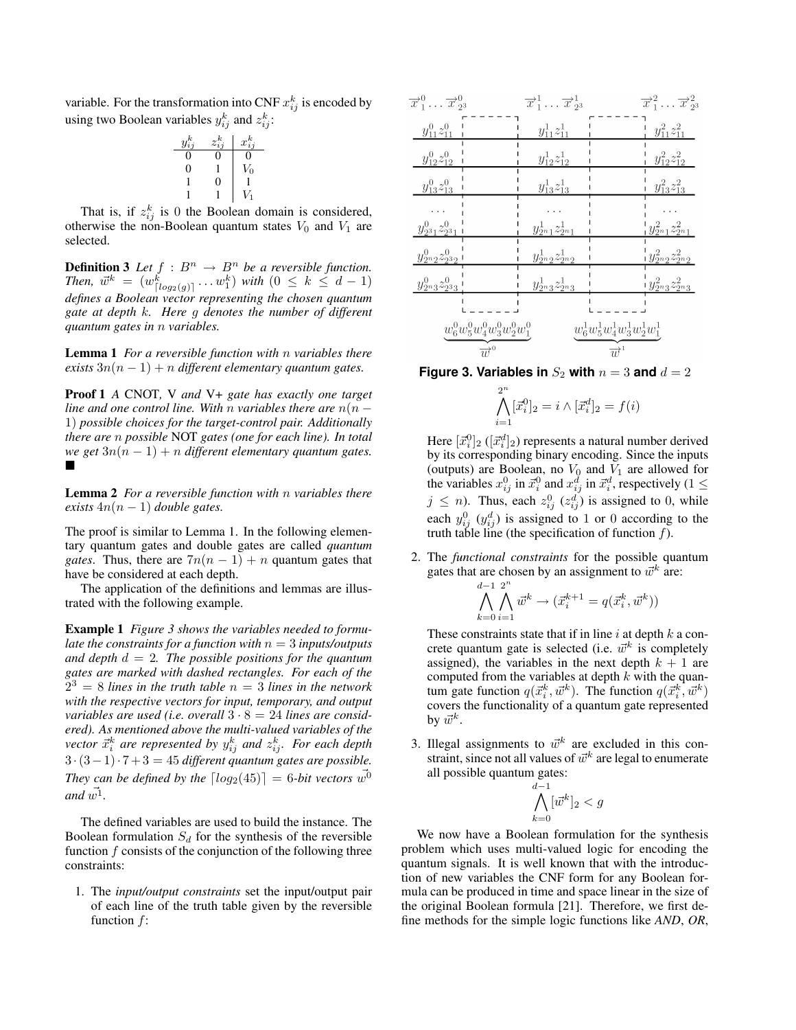variable. For the transformation into CNF $x_{ij}^k$ is encoded by using two Boolean variables $y_{ij}^k$ and $z_{ij}^k$:

| $y_{ij}^k$ | $z_{ij}^k$ | $x_{ij}^k$ |
|---|---|---|
| 0 | 0 | 0 |
| 0 | 1 | $V_0$ |
| 1 | 0 | 1 |
| 1 | 1 | $V_1$ |

That is, if $z_{ij}^k$ is 0 the Boolean domain is considered, otherwise the non-Boolean quantum states $V_0$ and $V_1$ are selected.

**Definition 3** *Let $f : B^n \rightarrow B^n$ be a reversible function. Then, $\vec{w}^k = (w_{\lceil log_2(g) \rceil}^k \dots w_1^k)$ with $(0 \leq k \leq d-1)$ defines a Boolean vector representing the chosen quantum gate at depth $k$. Here $g$ denotes the number of different quantum gates in $n$ variables.*

**Lemma 1** *For a reversible function with $n$ variables there exists $3n(n-1)+n$ different elementary quantum gates.*

**Proof 1** *A* CNOT*, V and V+ gate has exactly one target line and one control line. With $n$ variables there are $n(n-1)$ possible choices for the target-control pair. Additionally there are $n$ possible* NOT *gates (one for each line). In total we get $3n(n-1)+n$ different elementary quantum gates.* ■

**Lemma 2** *For a reversible function with $n$ variables there exists $4n(n-1)$ double gates.*

The proof is similar to Lemma 1. In the following elementary quantum gates and double gates are called *quantum gates*. Thus, there are $7n(n-1)+n$ quantum gates that have be considered at each depth.

The application of the definitions and lemmas are illustrated with the following example.

**Example 1** *Figure 3 shows the variables needed to formulate the constraints for a function with $n = 3$ inputs/outputs and depth $d = 2$. The possible positions for the quantum gates are marked with dashed rectangles. For each of the $2^3 = 8$ lines in the truth table $n = 3$ lines in the network with the respective vectors for input, temporary, and output variables are used (i.e. overall $3 \cdot 8 = 24$ lines are considered). As mentioned above the multi-valued variables of the vector $\vec{x}_i^k$ are represented by $y_{ij}^k$ and $z_{ij}^k$. For each depth $3 \cdot (3-1) \cdot 7 + 3 = 45$ different quantum gates are possible. They can be defined by the $\lceil log_2(45) \rceil = 6$-bit vectors $\vec{w^0}$ and $\vec{w^1}$.*

The defined variables are used to build the instance. The Boolean formulation $S_d$ for the synthesis of the reversible function $f$ consists of the conjunction of the following three constraints:

1. The *input/output constraints* set the input/output pair of each line of the truth table given by the reversible function $f$:

$$\bigwedge_{i=1}^{2^n} [\vec{x}_i^0]_2 = i \wedge [\vec{x}_i^d]_2 = f(i)$$

   Here $[\vec{x}_i^0]_2$ ($[\vec{x}_i^d]_2$) represents a natural number derived by its corresponding binary encoding. Since the inputs (outputs) are Boolean, no $V_0$ and $V_1$ are allowed for the variables $x_{ij}^0$ in $\vec{x}_i^0$ and $x_{ij}^d$ in $\vec{x}_i^d$, respectively ($1 \leq j \leq n$). Thus, each $z_{ij}^0$ ($z_{ij}^d$) is assigned to 0, while each $y_{ij}^0$ ($y_{ij}^d$) is assigned to 1 or 0 according to the truth table line (the specification of function $f$).

2. The *functional constraints* for the possible quantum gates that are chosen by an assignment to $\vec{w}^k$ are:

$$\bigwedge_{k=0}^{d-1} \bigwedge_{i=1}^{2^n} \vec{w}^k \rightarrow (\vec{x}_i^{k+1} = q(\vec{x}_i^k, \vec{w}^k))$$

   These constraints state that if in line $i$ at depth $k$ a concrete quantum gate is selected (i.e. $\vec{w}^k$ is completely assigned), the variables in the next depth $k+1$ are computed from the variables at depth $k$ with the quantum gate function $q(\vec{x}_i^k, \vec{w}^k)$. The function $q(\vec{x}_i^k, \vec{w}^k)$ covers the functionality of a quantum gate represented by $\vec{w}^k$.

3. Illegal assignments to $\vec{w}^k$ are excluded in this constraint, since not all values of $\vec{w}^k$ are legal to enumerate all possible quantum gates:

$$\bigwedge_{k=0}^{d-1} [\vec{w}^k]_2 < g$$

**Figure 3. Variables in $S_2$ with $n = 3$ and $d = 2$**

We now have a Boolean formulation for the synthesis problem which uses multi-valued logic for encoding the quantum signals. It is well known that with the introduction of new variables the CNF form for any Boolean formula can be produced in time and space linear in the size of the original Boolean formula [21]. Therefore, we first define methods for the simple logic functions like *AND*, *OR*,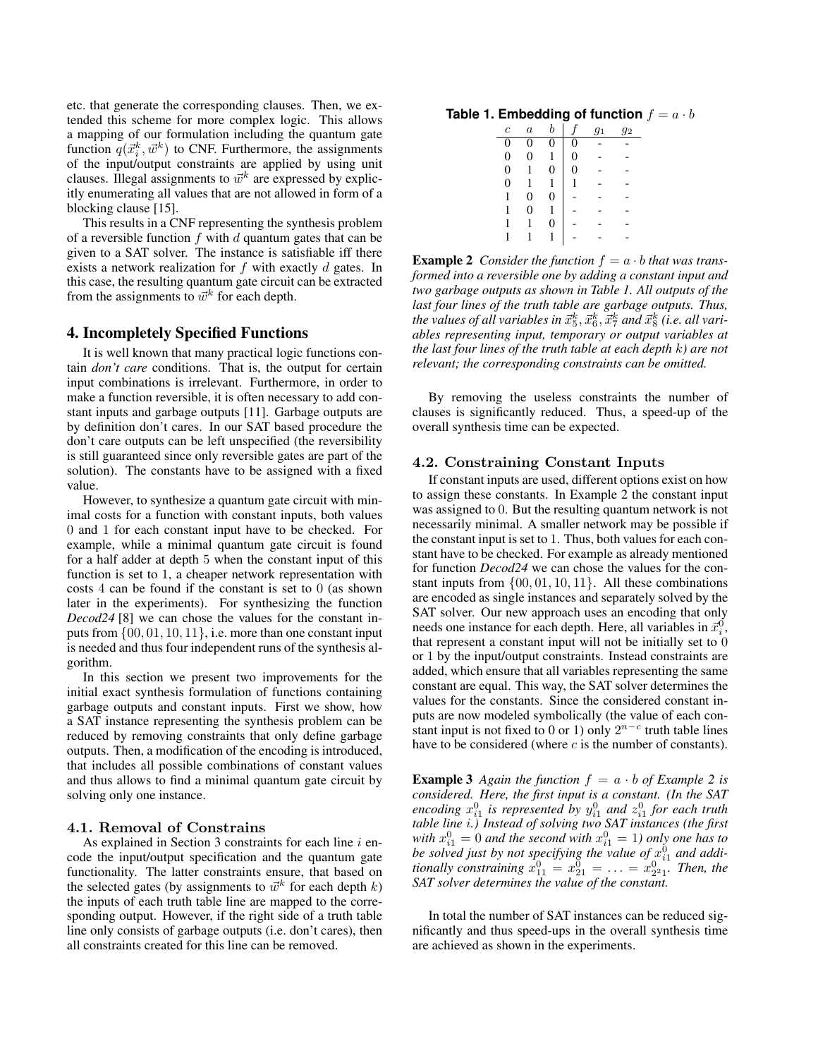etc. that generate the corresponding clauses. Then, we extended this scheme for more complex logic. This allows a mapping of our formulation including the quantum gate function $q(\vec{x}_i^k, \vec{w}^k)$ to CNF. Furthermore, the assignments of the input/output constraints are applied by using unit clauses. Illegal assignments to $\vec{w}^k$ are expressed by explicitly enumerating all values that are not allowed in form of a blocking clause [15].

This results in a CNF representing the synthesis problem of a reversible function $f$ with $d$ quantum gates that can be given to a SAT solver. The instance is satisfiable iff there exists a network realization for $f$ with exactly $d$ gates. In this case, the resulting quantum gate circuit can be extracted from the assignments to $\vec{w}^k$ for each depth.

## 4. Incompletely Specified Functions

It is well known that many practical logic functions contain *don't care* conditions. That is, the output for certain input combinations is irrelevant. Furthermore, in order to make a function reversible, it is often necessary to add constant inputs and garbage outputs [11]. Garbage outputs are by definition don't cares. In our SAT based procedure the don't care outputs can be left unspecified (the reversibility is still guaranteed since only reversible gates are part of the solution). The constants have to be assigned with a fixed value.

However, to synthesize a quantum gate circuit with minimal costs for a function with constant inputs, both values 0 and 1 for each constant input have to be checked. For example, while a minimal quantum gate circuit is found for a half adder at depth 5 when the constant input of this function is set to 1, a cheaper network representation with costs 4 can be found if the constant is set to 0 (as shown later in the experiments). For synthesizing the function *Decod24* [8] we can chose the values for the constant inputs from $\{00, 01, 10, 11\}$, i.e. more than one constant input is needed and thus four independent runs of the synthesis algorithm.

In this section we present two improvements for the initial exact synthesis formulation of functions containing garbage outputs and constant inputs. First we show, how a SAT instance representing the synthesis problem can be reduced by removing constraints that only define garbage outputs. Then, a modification of the encoding is introduced, that includes all possible combinations of constant values and thus allows to find a minimal quantum gate circuit by solving only one instance.

### 4.1. Removal of Constrains

As explained in Section 3 constraints for each line $i$ encode the input/output specification and the quantum gate functionality. The latter constraints ensure, that based on the selected gates (by assignments to $\vec{w}^k$ for each depth $k$) the inputs of each truth table line are mapped to the corresponding output. However, if the right side of a truth table line only consists of garbage outputs (i.e. don't cares), then all constraints created for this line can be removed.

**Table 1. Embedding of function $f = a \cdot b$**

| $c$ | $a$ | $b$ | $f$ | $g_1$ | $g_2$ |
|---|---|---|---|---|---|
| 0 | 0 | 0 | 0 | - | - |
| 0 | 0 | 1 | 0 | - | - |
| 0 | 1 | 0 | 0 | - | - |
| 0 | 1 | 1 | 1 | - | - |
| 1 | 0 | 0 | - | - | - |
| 1 | 0 | 1 | - | - | - |
| 1 | 1 | 0 | - | - | - |
| 1 | 1 | 1 | - | - | - |

**Example 2** *Consider the function $f = a \cdot b$ that was transformed into a reversible one by adding a constant input and two garbage outputs as shown in Table 1. All outputs of the last four lines of the truth table are garbage outputs. Thus, the values of all variables in $\vec{x}_5^k, \vec{x}_6^k, \vec{x}_7^k$ and $\vec{x}_8^k$ (i.e. all variables representing input, temporary or output variables at the last four lines of the truth table at each depth $k$) are not relevant; the corresponding constraints can be omitted.*

By removing the useless constraints the number of clauses is significantly reduced. Thus, a speed-up of the overall synthesis time can be expected.

### 4.2. Constraining Constant Inputs

If constant inputs are used, different options exist on how to assign these constants. In Example 2 the constant input was assigned to 0. But the resulting quantum network is not necessarily minimal. A smaller network may be possible if the constant input is set to 1. Thus, both values for each constant have to be checked. For example as already mentioned for function *Decod24* we can chose the values for the constant inputs from $\{00, 01, 10, 11\}$. All these combinations are encoded as single instances and separately solved by the SAT solver. Our new approach uses an encoding that only needs one instance for each depth. Here, all variables in $\vec{x}_i^0$, that represent a constant input will not be initially set to 0 or 1 by the input/output constraints. Instead constraints are added, which ensure that all variables representing the same constant are equal. This way, the SAT solver determines the values for the constants. Since the considered constant inputs are now modeled symbolically (the value of each constant input is not fixed to 0 or 1) only $2^{n-c}$ truth table lines have to be considered (where $c$ is the number of constants).

**Example 3** *Again the function $f = a \cdot b$ of Example 2 is considered. Here, the first input is a constant. (In the SAT encoding $x_{i1}^0$ is represented by $y_{i1}^0$ and $z_{i1}^0$ for each truth table line $i$.) Instead of solving two SAT instances (the first with $x_{i1}^0 = 0$ and the second with $x_{i1}^0 = 1$) only one has to be solved just by not specifying the value of $x_{i1}^0$ and additionally constraining $x_{11}^0 = x_{21}^0 = \ldots = x_{2^2 1}^0$. Then, the SAT solver determines the value of the constant.*

In total the number of SAT instances can be reduced significantly and thus speed-ups in the overall synthesis time are achieved as shown in the experiments.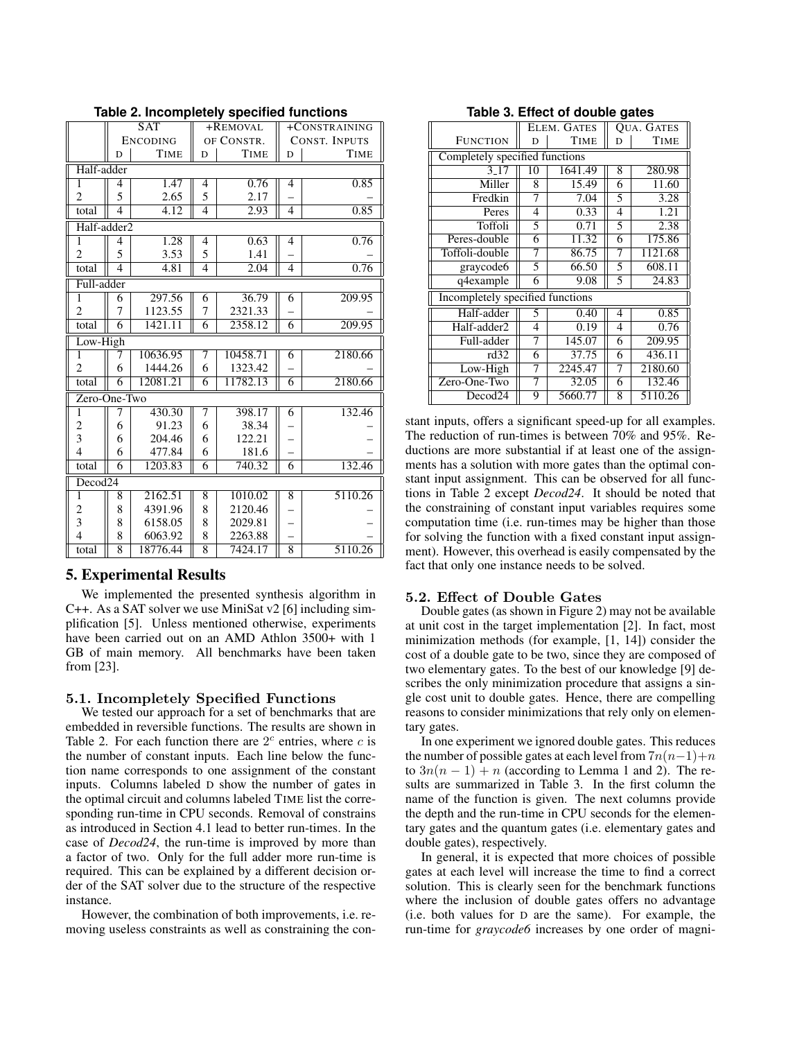**Table 2. Incompletely specified functions**

| | SAT Encoding | | +Removal of Constr. | | +Constraining Const. Inputs | |
|---|---|---|---|---|---|---|
| | D | Time | D | Time | D | Time |
| **Half-adder** | | | | | | |
| 1 | 4 | 1.47 | 4 | 0.76 | 4 | 0.85 |
| 2 | 5 | 2.65 | 5 | 2.17 | – | – |
| total | 4 | 4.12 | 4 | 2.93 | 4 | 0.85 |
| **Half-adder2** | | | | | | |
| 1 | 4 | 1.28 | 4 | 0.63 | 4 | 0.76 |
| 2 | 5 | 3.53 | 5 | 1.41 | – | – |
| total | 4 | 4.81 | 4 | 2.04 | 4 | 0.76 |
| **Full-adder** | | | | | | |
| 1 | 6 | 297.56 | 6 | 36.79 | 6 | 209.95 |
| 2 | 7 | 1123.55 | 7 | 2321.33 | – | – |
| total | 6 | 1421.11 | 6 | 2358.12 | 6 | 209.95 |
| **Low-High** | | | | | | |
| 1 | 7 | 10636.95 | 7 | 10458.71 | 6 | 2180.66 |
| 2 | 6 | 1444.26 | 6 | 1323.42 | – | – |
| total | 6 | 12081.21 | 6 | 11782.13 | 6 | 2180.66 |
| **Zero-One-Two** | | | | | | |
| 1 | 7 | 430.30 | 7 | 398.17 | 6 | 132.46 |
| 2 | 6 | 91.23 | 6 | 38.34 | – | – |
| 3 | 6 | 204.46 | 6 | 122.21 | – | – |
| 4 | 6 | 477.84 | 6 | 181.6 | – | – |
| total | 6 | 1203.83 | 6 | 740.32 | 6 | 132.46 |
| **Decod24** | | | | | | |
| 1 | 8 | 2162.51 | 8 | 1010.02 | 8 | 5110.26 |
| 2 | 8 | 4391.96 | 8 | 2120.46 | – | – |
| 3 | 8 | 6158.05 | 8 | 2029.81 | – | – |
| 4 | 8 | 6063.92 | 8 | 2263.88 | – | – |
| total | 8 | 18776.44 | 8 | 7424.17 | 8 | 5110.26 |

**Table 3. Effect of double gates**

| Function | Elem. Gates | | Qua. Gates | |
|---|---|---|---|---|
| | D | Time | D | Time |
| *Completely specified functions* | | | | |
| 3_17 | 10 | 1641.49 | 8 | 280.98 |
| Miller | 8 | 15.49 | 6 | 11.60 |
| Fredkin | 7 | 7.04 | 5 | 3.28 |
| Peres | 4 | 0.33 | 4 | 1.21 |
| Toffoli | 5 | 0.71 | 5 | 2.38 |
| Peres-double | 6 | 11.32 | 6 | 175.86 |
| Toffoli-double | 7 | 86.75 | 7 | 1121.68 |
| graycode6 | 5 | 66.50 | 5 | 608.11 |
| q4example | 6 | 9.08 | 5 | 24.83 |
| *Incompletely specified functions* | | | | |
| Half-adder | 5 | 0.40 | 4 | 0.85 |
| Half-adder2 | 4 | 0.19 | 4 | 0.76 |
| Full-adder | 7 | 145.07 | 6 | 209.95 |
| rd32 | 6 | 37.75 | 6 | 436.11 |
| Low-High | 7 | 2245.47 | 7 | 2180.60 |
| Zero-One-Two | 7 | 32.05 | 6 | 132.46 |
| Decod24 | 9 | 5660.77 | 8 | 5110.26 |

## 5. Experimental Results

We implemented the presented synthesis algorithm in C++. As a SAT solver we use MiniSat v2 [6] including simplification [5]. Unless mentioned otherwise, experiments have been carried out on an AMD Athlon 3500+ with 1 GB of main memory. All benchmarks have been taken from [23].

### 5.1. Incompletely Specified Functions

We tested our approach for a set of benchmarks that are embedded in reversible functions. The results are shown in Table 2. For each function there are $2^c$ entries, where $c$ is the number of constant inputs. Each line below the function name corresponds to one assignment of the constant inputs. Columns labeled D show the number of gates in the optimal circuit and columns labeled Time list the corresponding run-time in CPU seconds. Removal of constrains as introduced in Section 4.1 lead to better run-times. In the case of *Decod24*, the run-time is improved by more than a factor of two. Only for the full adder more run-time is required. This can be explained by a different decision order of the SAT solver due to the structure of the respective instance.

However, the combination of both improvements, i.e. removing useless constraints as well as constraining the constant inputs, offers a significant speed-up for all examples. The reduction of run-times is between 70% and 95%. Reductions are more substantial if at least one of the assignments has a solution with more gates than the optimal constant input assignment. This can be observed for all functions in Table 2 except *Decod24*. It should be noted that the constraining of constant input variables requires some computation time (i.e. run-times may be higher than those for solving the function with a fixed constant input assignment). However, this overhead is easily compensated by the fact that only one instance needs to be solved.

### 5.2. Effect of Double Gates

Double gates (as shown in Figure 2) may not be available at unit cost in the target implementation [2]. In fact, most minimization methods (for example, [1, 14]) consider the cost of a double gate to be two, since they are composed of two elementary gates. To the best of our knowledge [9] describes the only minimization procedure that assigns a single cost unit to double gates. Hence, there are compelling reasons to consider minimizations that rely only on elementary gates.

In one experiment we ignored double gates. This reduces the number of possible gates at each level from $7n(n-1)+n$ to $3n(n-1)+n$ (according to Lemma 1 and 2). The results are summarized in Table 3. In the first column the name of the function is given. The next columns provide the depth and the run-time in CPU seconds for the elementary gates and the quantum gates (i.e. elementary gates and double gates), respectively.

In general, it is expected that more choices of possible gates at each level will increase the time to find a correct solution. This is clearly seen for the benchmark functions where the inclusion of double gates offers no advantage (i.e. both values for D are the same). For example, the run-time for *graycode6* increases by one order of magni-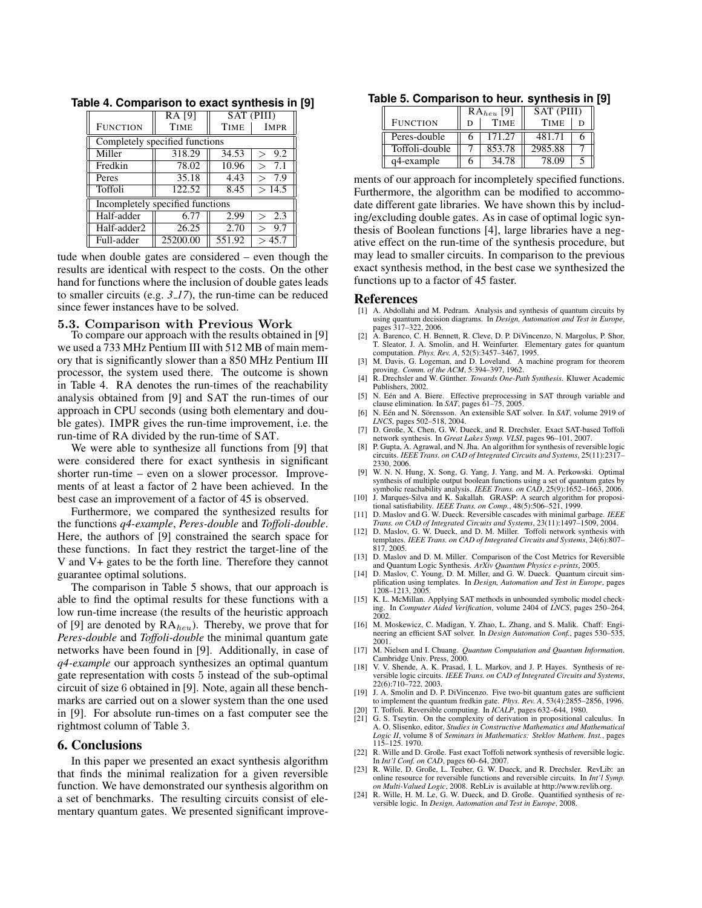**Table 4. Comparison to exact synthesis in [9]**

| | RA [9] | SAT (PIII) | |
|---|---|---|---|
| FUNCTION | TIME | TIME | IMPR |
| Completely specified functions | | | |
| Miller | 318.29 | 34.53 | > 9.2 |
| Fredkin | 78.02 | 10.96 | > 7.1 |
| Peres | 35.18 | 4.43 | > 7.9 |
| Toffoli | 122.52 | 8.45 | > 14.5 |
| Incompletely specified functions | | | |
| Half-adder | 6.77 | 2.99 | > 2.3 |
| Half-adder2 | 26.25 | 2.70 | > 9.7 |
| Full-adder | 25200.00 | 551.92 | > 45.7 |

tude when double gates are considered – even though the results are identical with respect to the costs. On the other hand for functions where the inclusion of double gates leads to smaller circuits (e.g. *3_17*), the run-time can be reduced since fewer instances have to be solved.

### 5.3. Comparison with Previous Work

To compare our approach with the results obtained in [9] we used a 733 MHz Pentium III with 512 MB of main memory that is significantly slower than a 850 MHz Pentium III processor, the system used there. The outcome is shown in Table 4. RA denotes the run-times of the reachability analysis obtained from [9] and SAT the run-times of our approach in CPU seconds (using both elementary and double gates). IMPR gives the run-time improvement, i.e. the run-time of RA divided by the run-time of SAT.

We were able to synthesize all functions from [9] that were considered there for exact synthesis in significant shorter run-time – even on a slower processor. Improvements of at least a factor of 2 have been achieved. In the best case an improvement of a factor of 45 is observed.

Furthermore, we compared the synthesized results for the functions *q4-example*, *Peres-double* and *Toffoli-double*. Here, the authors of [9] constrained the search space for these functions. In fact they restrict the target-line of the V and V+ gates to be the forth line. Therefore they cannot guarantee optimal solutions.

The comparison in Table 5 shows, that our approach is able to find the optimal results for these functions with a low run-time increase (the results of the heuristic approach of [9] are denoted by $\text{RA}_{heu}$). Thereby, we prove that for *Peres-double* and *Toffoli-double* the minimal quantum gate networks have been found in [9]. Additionally, in case of *q4-example* our approach synthesizes an optimal quantum gate representation with costs 5 instead of the sub-optimal circuit of size 6 obtained in [9]. Note, again all these benchmarks are carried out on a slower system than the one used in [9]. For absolute run-times on a fast computer see the rightmost column of Table 3.

## 6. Conclusions

In this paper we presented an exact synthesis algorithm that finds the minimal realization for a given reversible function. We have demonstrated our synthesis algorithm on a set of benchmarks. The resulting circuits consist of elementary quantum gates. We presented significant improvements of our approach for incompletely specified functions. Furthermore, the algorithm can be modified to accommodate different gate libraries. We have shown this by including/excluding double gates. As in case of optimal logic synthesis of Boolean functions [4], large libraries have a negative effect on the run-time of the synthesis procedure, but may lead to smaller circuits. In comparison to the previous exact synthesis method, in the best case we synthesized the functions up to a factor of 45 faster.

**Table 5. Comparison to heur. synthesis in [9]**

| | $\text{RA}_{heu}$ [9] | | SAT (PIII) | |
|---|---|---|---|---|
| FUNCTION | D | TIME | TIME | D |
| Peres-double | 6 | 171.27 | 481.71 | 6 |
| Toffoli-double | 7 | 853.78 | 2985.88 | 7 |
| q4-example | 6 | 34.78 | 78.09 | 5 |

## References

[1] A. Abdollahi and M. Pedram. Analysis and synthesis of quantum circuits by using quantum decision diagrams. In *Design, Automation and Test in Europe*, pages 317–322, 2006.

[2] A. Barenco, C. H. Bennett, R. Cleve, D. P. DiVincenzo, N. Margolus, P. Shor, T. Sleator, J. A. Smolin, and H. Weinfurter. Elementary gates for quantum computation. *Phys. Rev. A*, 52(5):3457–3467, 1995.

[3] M. Davis, G. Logeman, and D. Loveland. A machine program for theorem proving. *Comm. of the ACM*, 5:394–397, 1962.

[4] R. Drechsler and W. Günther. *Towards One-Path Synthesis*. Kluwer Academic Publishers, 2002.

[5] N. Eén and A. Biere. Effective preprocessing in SAT through variable and clause elimination. In *SAT*, pages 61–75, 2005.

[6] N. Eén and N. Sörensson. An extensible SAT solver. In *SAT*, volume 2919 of *LNCS*, pages 502–518, 2004.

[7] D. Große, X. Chen, G. W. Dueck, and R. Drechsler. Exact SAT-based Toffoli network synthesis. In *Great Lakes Symp. VLSI*, pages 96–101, 2007.

[8] P. Gupta, A. Agrawal, and N. Jha. An algorithm for synthesis of reversible logic circuits. *IEEE Trans. on CAD of Integrated Circuits and Systems*, 25(11):2317–2330, 2006.

[9] W. N. N. Hung, X. Song, G. Yang, J. Yang, and M. A. Perkowski. Optimal synthesis of multiple output boolean functions using a set of quantum gates by symbolic reachability analysis. *IEEE Trans. on CAD*, 25(9):1652–1663, 2006.

[10] J. Marques-Silva and K. Sakallah. GRASP: A search algorithm for propositional satisfiability. *IEEE Trans. on Comp.*, 48(5):506–521, 1999.

[11] D. Maslov and G. W. Dueck. Reversible cascades with minimal garbage. *IEEE Trans. on CAD of Integrated Circuits and Systems*, 23(11):1497–1509, 2004.

[12] D. Maslov, G. W. Dueck, and D. M. Miller. Toffoli network synthesis with templates. *IEEE Trans. on CAD of Integrated Circuits and Systems*, 24(6):807–817, 2005.

[13] D. Maslov and D. M. Miller. Comparison of the Cost Metrics for Reversible and Quantum Logic Synthesis. *ArXiv Quantum Physics e-prints*, 2005.

[14] D. Maslov, C. Young, D. M. Miller, and G. W. Dueck. Quantum circuit simplification using templates. In *Design, Automation and Test in Europe*, pages 1208–1213, 2005.

[15] K. L. McMillan. Applying SAT methods in unbounded symbolic model checking. In *Computer Aided Verification*, volume 2404 of *LNCS*, pages 250–264, 2002.

[16] M. Moskewicz, C. Madigan, Y. Zhao, L. Zhang, and S. Malik. Chaff: Engineering an efficient SAT solver. In *Design Automation Conf.*, pages 530–535, 2001.

[17] M. Nielsen and I. Chuang. *Quantum Computation and Quantum Information*. Cambridge Univ. Press, 2000.

[18] V. V. Shende, A. K. Prasad, I. L. Markov, and J. P. Hayes. Synthesis of reversible logic circuits. *IEEE Trans. on CAD of Integrated Circuits and Systems*, 22(6):710–722, 2003.

[19] J. A. Smolin and D. P. DiVincenzo. Five two-bit quantum gates are sufficient to implement the quantum fredkin gate. *Phys. Rev. A*, 53(4):2855–2856, 1996.

[20] T. Toffoli. Reversible computing. In *ICALP*, pages 632–644, 1980.

[21] G. S. Tseytin. On the complexity of derivation in propositional calculus. In A. O. Slisenko, editor, *Studies in Constructive Mathematics and Mathematical Logic II*, volume 8 of *Seminars in Mathematics: Steklov Mathem. Inst.*, pages 115–125. 1970.

[22] R. Wille and D. Große. Fast exact Toffoli network synthesis of reversible logic. In *Int'l Conf. on CAD*, pages 60–64, 2007.

[23] R. Wille, D. Große, L. Teuber, G. W. Dueck, and R. Drechsler. RevLib: an online resource for reversible functions and reversible circuits. In *Int'l Symp. on Multi-Valued Logic*, 2008. RebLiv is available at http://www.revlib.org.

[24] R. Wille, H. M. Le, G. W. Dueck, and D. Große. Quantified synthesis of reversible logic. In *Design, Automation and Test in Europe*, 2008.